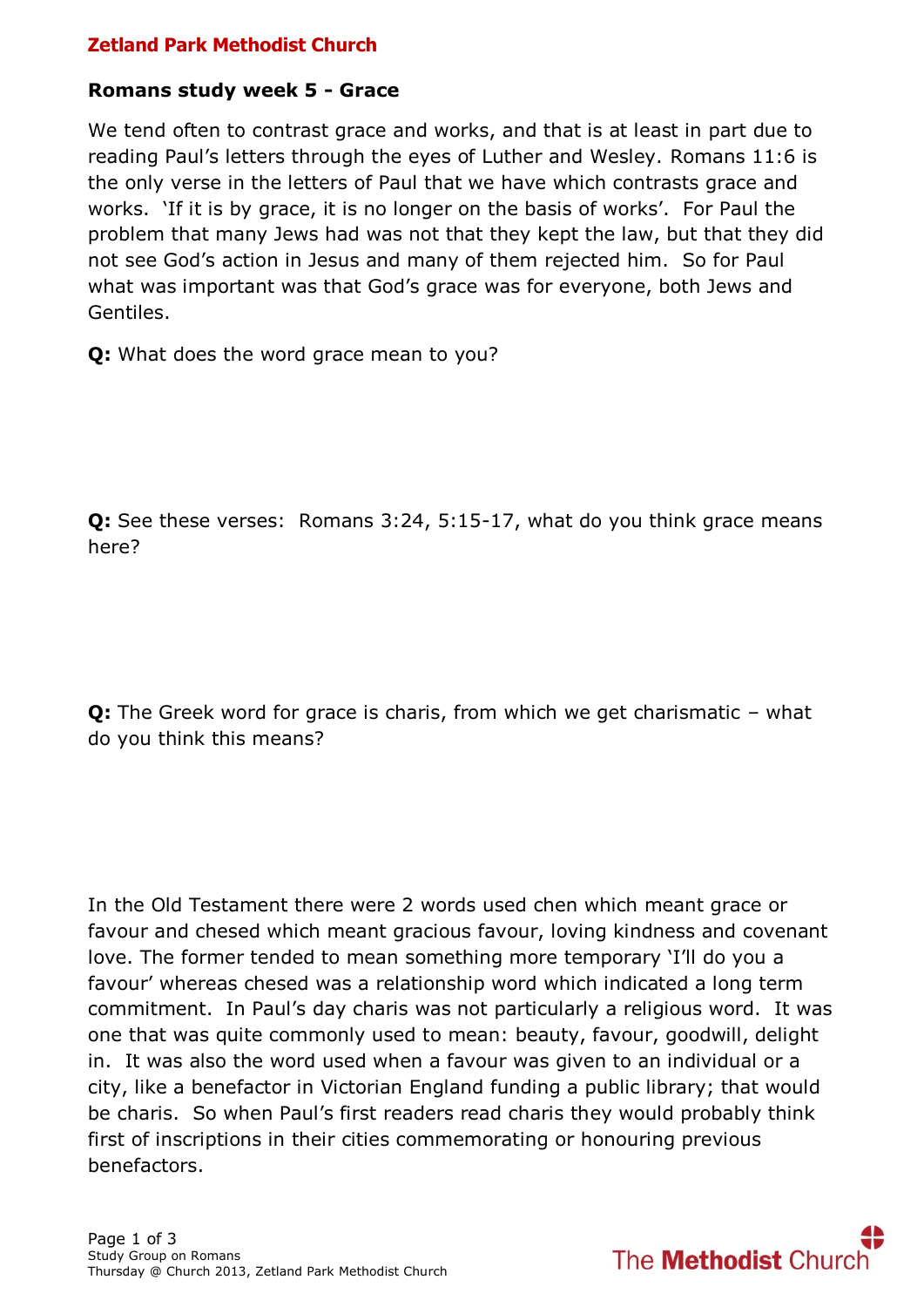**Zetland Park Methodist Church**

## Romans study week 5 - Grace

We tend often to contrast grace and works, and that is at least in part due to reading Paul's letters through the eyes of Luther and Wesley. Romans 11:6 is the only verse in the letters of Paul that we have which contrasts grace and works. 'If it is by grace, it is no longer on the basis of works'. For Paul the problem that many Jews had was not that they kept the law, but that they did not see God's action in Jesus and many of them rejected him. So for Paul what was important was that God's grace was for everyone, both Jews and Gentiles.

**Q:** What does the word grace mean to you?

**Q:** See these verses: Romans 3:24, 5:15-17, what do you think grace means here?

**Q:** The Greek word for grace is charis, from which we get charismatic – what do you think this means?

In the Old Testament there were 2 words used chen which meant grace or favour and chesed which meant gracious favour, loving kindness and covenant love. The former tended to mean something more temporary 'I'll do you a favour' whereas chesed was a relationship word which indicated a long term commitment. In Paul's day charis was not particularly a religious word. It was one that was quite commonly used to mean: beauty, favour, goodwill, delight in. It was also the word used when a favour was given to an individual or a city, like a benefactor in Victorian England funding a public library; that would be charis. So when Paul's first readers read charis they would probably think first of inscriptions in their cities commemorating or honouring previous benefactors.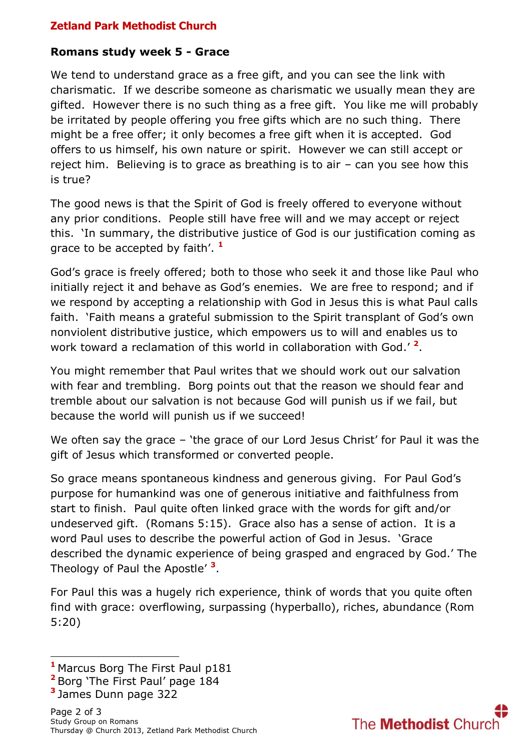**Zetland Park Methodist Church**

## Romans study week 5 - Grace

We tend to understand grace as a free gift, and you can see the link with charismatic. If we describe someone as charismatic we usually mean they are gifted. However there is no such thing as a free gift. You like me will probably be irritated by people offering you free gifts which are no such thing. There might be a free offer; it only becomes a free gift when it is accepted. God offers to us himself, his own nature or spirit. However we can still accept or reject him. Believing is to grace as breathing is to air – can you see how this is true?

The good news is that the Spirit of God is freely offered to everyone without any prior conditions. People still have free will and we may accept or reject this. 'In summary, the distributive justice of God is our justification coming as grace to be accepted by faith'. [1]

God's grace is freely offered; both to those who seek it and those like Paul who initially reject it and behave as God's enemies. We are free to respond; and if we respond by accepting a relationship with God in Jesus this is what Paul calls faith. 'Faith means a grateful submission to the Spirit transplant of God's own nonviolent distributive justice, which empowers us to will and enables us to work toward a reclamation of this world in collaboration with God.' [2].

You might remember that Paul writes that we should work out our salvation with fear and trembling. Borg points out that the reason we should fear and tremble about our salvation is not because God will punish us if we fail, but because the world will punish us if we succeed!

We often say the grace – 'the grace of our Lord Jesus Christ' for Paul it was the gift of Jesus which transformed or converted people.

So grace means spontaneous kindness and generous giving. For Paul God's purpose for humankind was one of generous initiative and faithfulness from start to finish. Paul quite often linked grace with the words for gift and/or undeserved gift. (Romans 5:15). Grace also has a sense of action. It is a word Paul uses to describe the powerful action of God in Jesus. 'Grace described the dynamic experience of being grasped and engraced by God.' The Theology of Paul the Apostle' [3].

For Paul this was a hugely rich experience, think of words that you quite often find with grace: overflowing, surpassing (hyperballo), riches, abundance (Rom 5:20)

---

[1] Marcus Borg The First Paul p181
[2] Borg 'The First Paul' page 184
[3] James Dunn page 322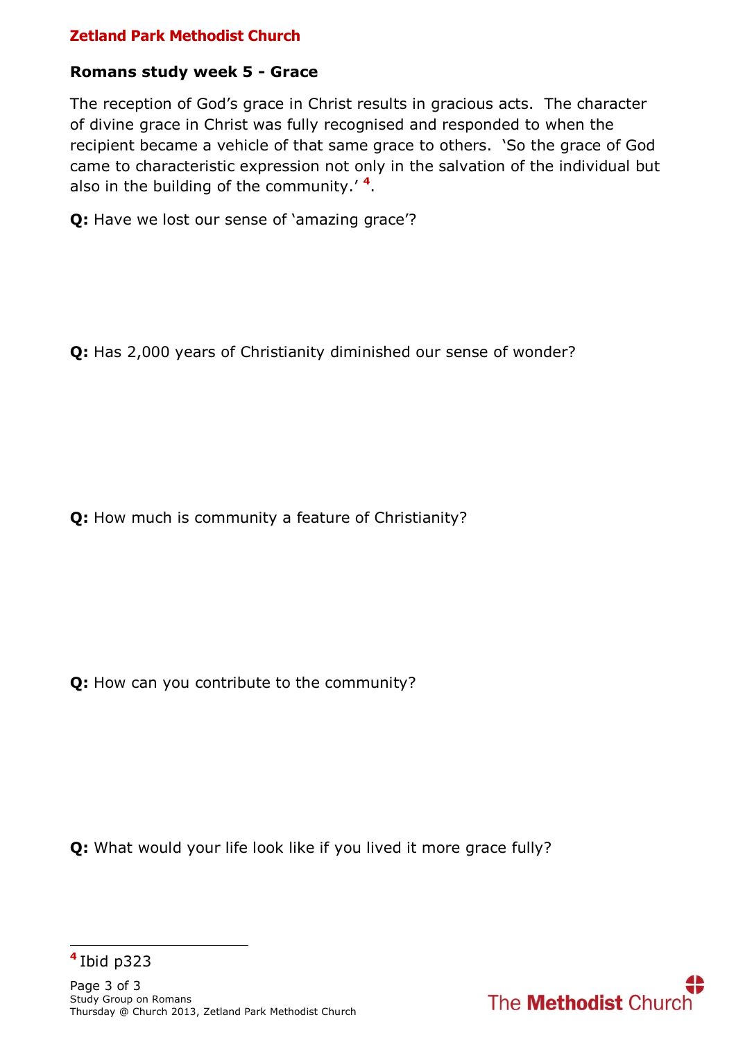## Romans study week 5 - Grace

The reception of God's grace in Christ results in gracious acts. The character of divine grace in Christ was fully recognised and responded to when the recipient became a vehicle of that same grace to others. 'So the grace of God came to characteristic expression not only in the salvation of the individual but also in the building of the community.' [4].

**Q:** Have we lost our sense of 'amazing grace'?

**Q:** Has 2,000 years of Christianity diminished our sense of wonder?

**Q:** How much is community a feature of Christianity?

**Q:** How can you contribute to the community?

**Q:** What would your life look like if you lived it more grace fully?

---

[4] Ibid p323